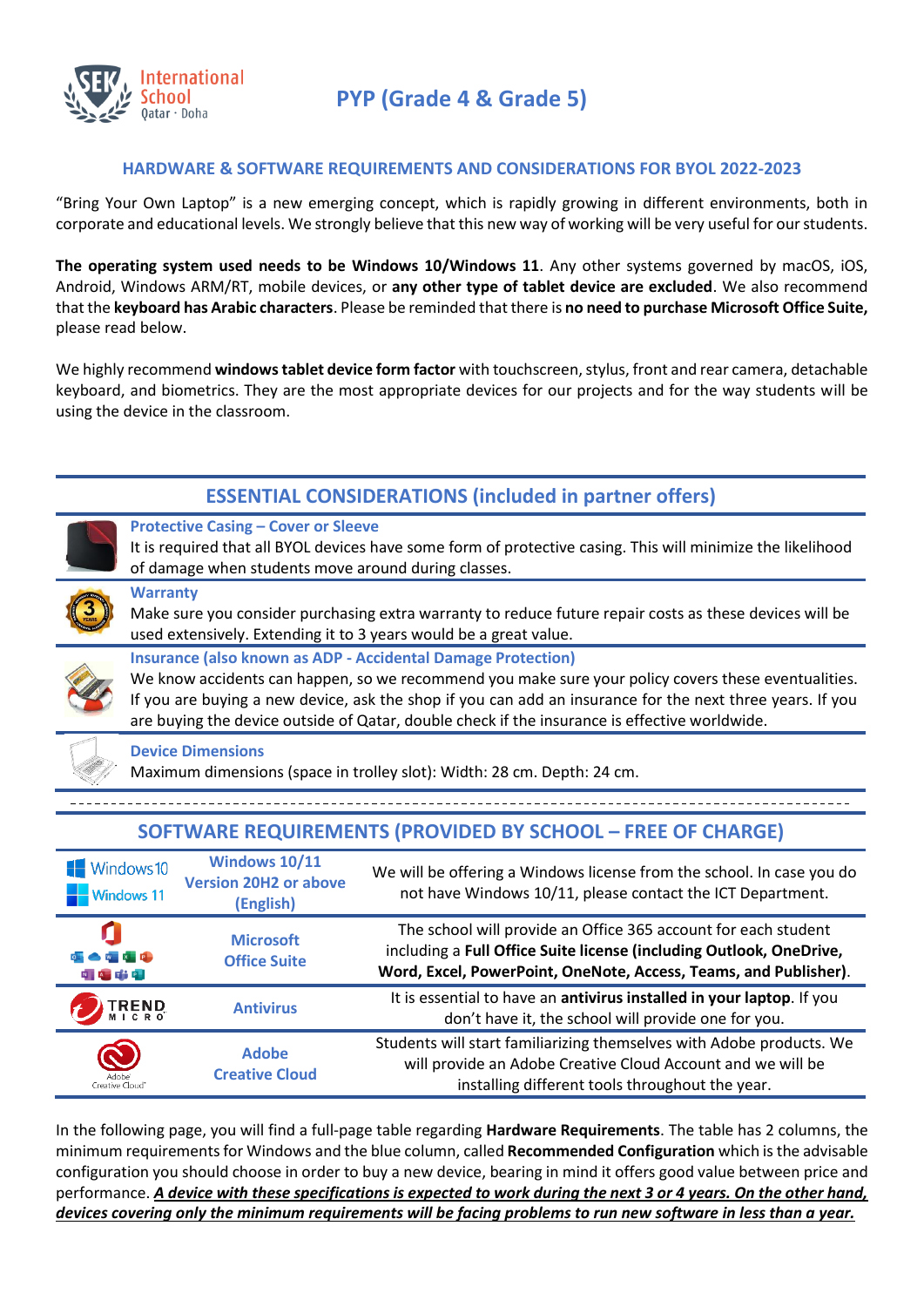# PYP (Grade 4 & Grade 5)

### HARDWARE & SOFTWARE REQUIREMENTS AND CONSIDERATIONS FOR BYOL 2022-2023

"Bring Your Own Laptop" is a new emerging concept, which is rapidly growing in different environments, both in corporate and educational levels. We strongly believe that this new way of working will be very useful for our students.

**The operating system used needs to be Windows 10/Windows 11**. Any other systems governed by macOS, iOS, Android, Windows ARM/RT, mobile devices, or **any other type of tablet device are excluded**. We also recommend that the **keyboard has Arabic characters**. Please be reminded that there is **no need to purchase Microsoft Office Suite,** please read below.

We highly recommend **windows tablet device form factor** with touchscreen, stylus, front and rear camera, detachable keyboard, and biometrics. They are the most appropriate devices for our projects and for the way students will be using the device in the classroom.

## ESSENTIAL CONSIDERATIONS (included in partner offers)

**Protective Casing – Cover or Sleeve**
It is required that all BYOL devices have some form of protective casing. This will minimize the likelihood of damage when students move around during classes.

**Warranty**
Make sure you consider purchasing extra warranty to reduce future repair costs as these devices will be used extensively. Extending it to 3 years would be a great value.

**Insurance (also known as ADP - Accidental Damage Protection)**
We know accidents can happen, so we recommend you make sure your policy covers these eventualities. If you are buying a new device, ask the shop if you can add an insurance for the next three years. If you are buying the device outside of Qatar, double check if the insurance is effective worldwide.

**Device Dimensions**
Maximum dimensions (space in trolley slot): Width: 28 cm. Depth: 24 cm.

## SOFTWARE REQUIREMENTS (PROVIDED BY SCHOOL – FREE OF CHARGE)

| | | |
|---|---|---|
| Windows 10 / Windows 11 | **Windows 10/11 Version 20H2 or above (English)** | We will be offering a Windows license from the school. In case you do not have Windows 10/11, please contact the ICT Department. |
| | **Microsoft Office Suite** | The school will provide an Office 365 account for each student including a **Full Office Suite license (including Outlook, OneDrive, Word, Excel, PowerPoint, OneNote, Access, Teams, and Publisher)**. |
| TREND MICRO | **Antivirus** | It is essential to have an **antivirus installed in your laptop**. If you don't have it, the school will provide one for you. |
| Adobe Creative Cloud | **Adobe Creative Cloud** | Students will start familiarizing themselves with Adobe products. We will provide an Adobe Creative Cloud Account and we will be installing different tools throughout the year. |

In the following page, you will find a full-page table regarding **Hardware Requirements**. The table has 2 columns, the minimum requirements for Windows and the blue column, called **Recommended Configuration** which is the advisable configuration you should choose in order to buy a new device, bearing in mind it offers good value between price and performance. ***A device with these specifications is expected to work during the next 3 or 4 years. On the other hand, devices covering only the minimum requirements will be facing problems to run new software in less than a year.***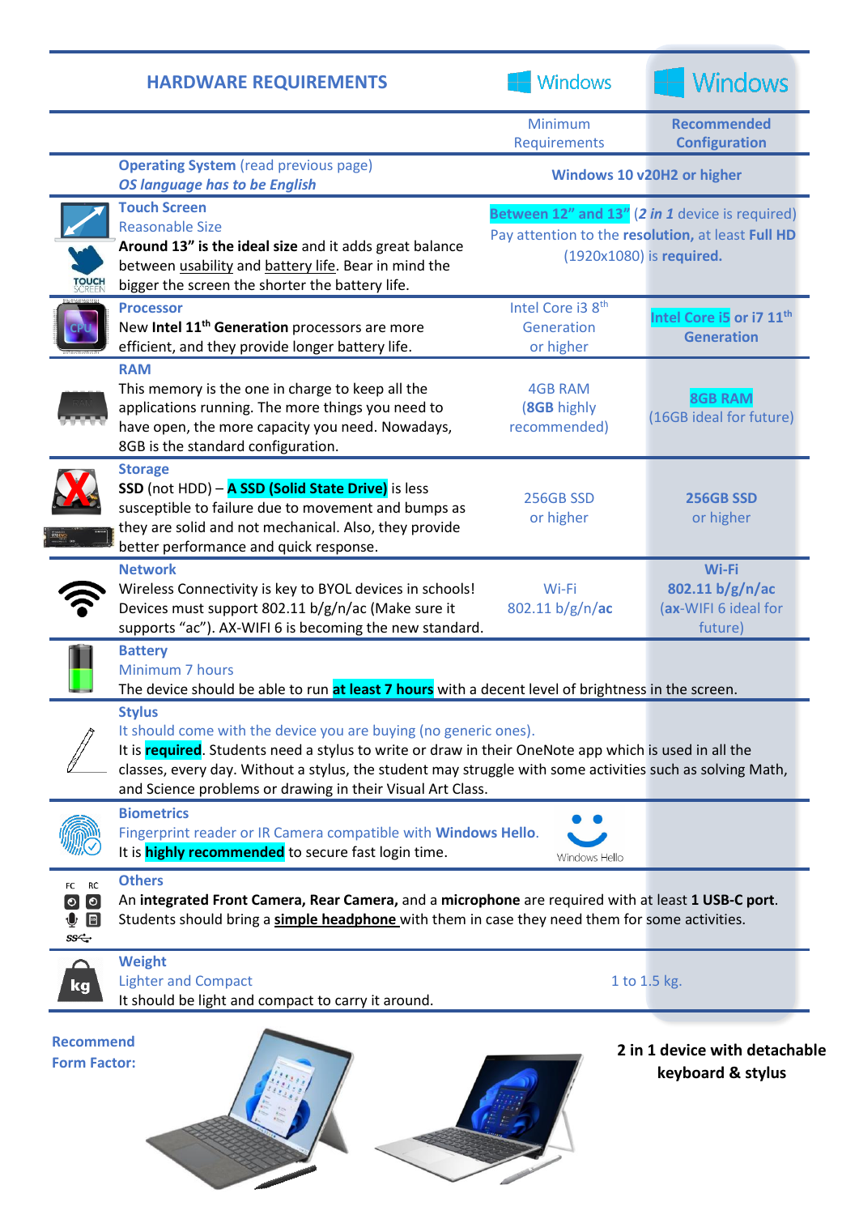| HARDWARE REQUIREMENTS | Windows Minimum Requirements | Windows Recommended Configuration |
|---|---|---|
| **Operating System** (read previous page) *OS language has to be English* | **Windows 10 v20H2 or higher** | |
| **Touch Screen** Reasonable Size **Around 13" is the ideal size** and it adds great balance between usability and battery life. Bear in mind the bigger the screen the shorter the battery life. | **Between 12" and 13"** (*2 in 1* device is required) Pay attention to the **resolution,** at least **Full HD** (1920x1080) is **required.** | |
| **Processor** New **Intel 11th Generation** processors are more efficient, and they provide longer battery life. | Intel Core i3 8th Generation or higher | **Intel Core i5 or i7 11th Generation** |
| **RAM** This memory is the one in charge to keep all the applications running. The more things you need to have open, the more capacity you need. Nowadays, 8GB is the standard configuration. | 4GB RAM (**8GB** highly recommended) | **8GB RAM** (16GB ideal for future) |
| **Storage** **SSD** (not HDD) – **A SSD (Solid State Drive)** is less susceptible to failure due to movement and bumps as they are solid and not mechanical. Also, they provide better performance and quick response. | 256GB SSD or higher | **256GB SSD** or higher |
| **Network** Wireless Connectivity is key to BYOL devices in schools! Devices must support 802.11 b/g/n/ac (Make sure it supports "ac"). AX-WIFI 6 is becoming the new standard. | Wi-Fi 802.11 b/g/n/**ac** | **Wi-Fi 802.11 b/g/n/ac** (**ax**-WIFI 6 ideal for future) |
| **Battery** Minimum 7 hours The device should be able to run **at least 7 hours** with a decent level of brightness in the screen. | | |
| **Stylus** It should come with the device you are buying (no generic ones). It is **required**. Students need a stylus to write or draw in their OneNote app which is used in all the classes, every day. Without a stylus, the student may struggle with some activities such as solving Math, and Science problems or drawing in their Visual Art Class. | | |
| **Biometrics** Fingerprint reader or IR Camera compatible with **Windows Hello**. It is **highly recommended** to secure fast login time. | Windows Hello | |
| **Others** An **integrated Front Camera, Rear Camera,** and a **microphone** are required with at least **1 USB-C port**. Students should bring a **simple headphone** with them in case they need them for some activities. | | |
| **Weight** Lighter and Compact It should be light and compact to carry it around. | 1 to 1.5 kg. | |

**Recommend Form Factor:**

**2 in 1 device with detachable keyboard & stylus**